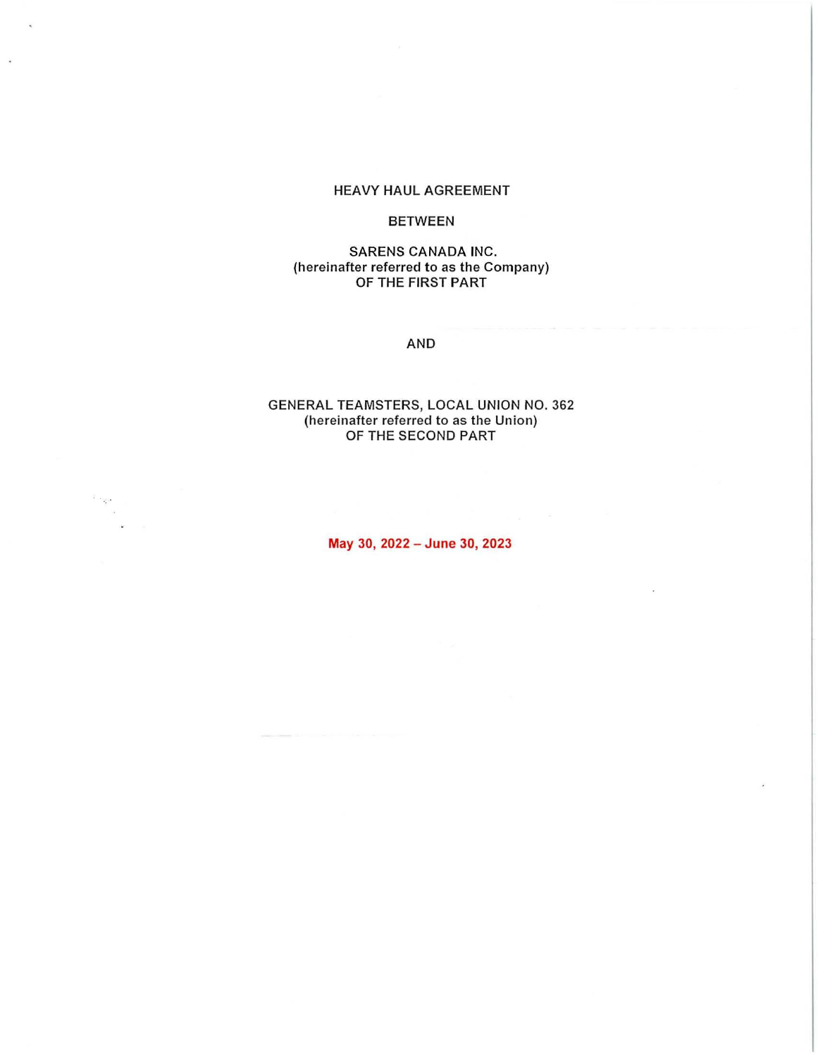# HEAVY HAUL AGREEMENT

BETWEEN

SARENS CANADA INC.
(hereinafter referred to as the Company)
OF THE FIRST PART

AND

GENERAL TEAMSTERS, LOCAL UNION NO. 362
(hereinafter referred to as the Union)
OF THE SECOND PART

**May 30, 2022 – June 30, 2023**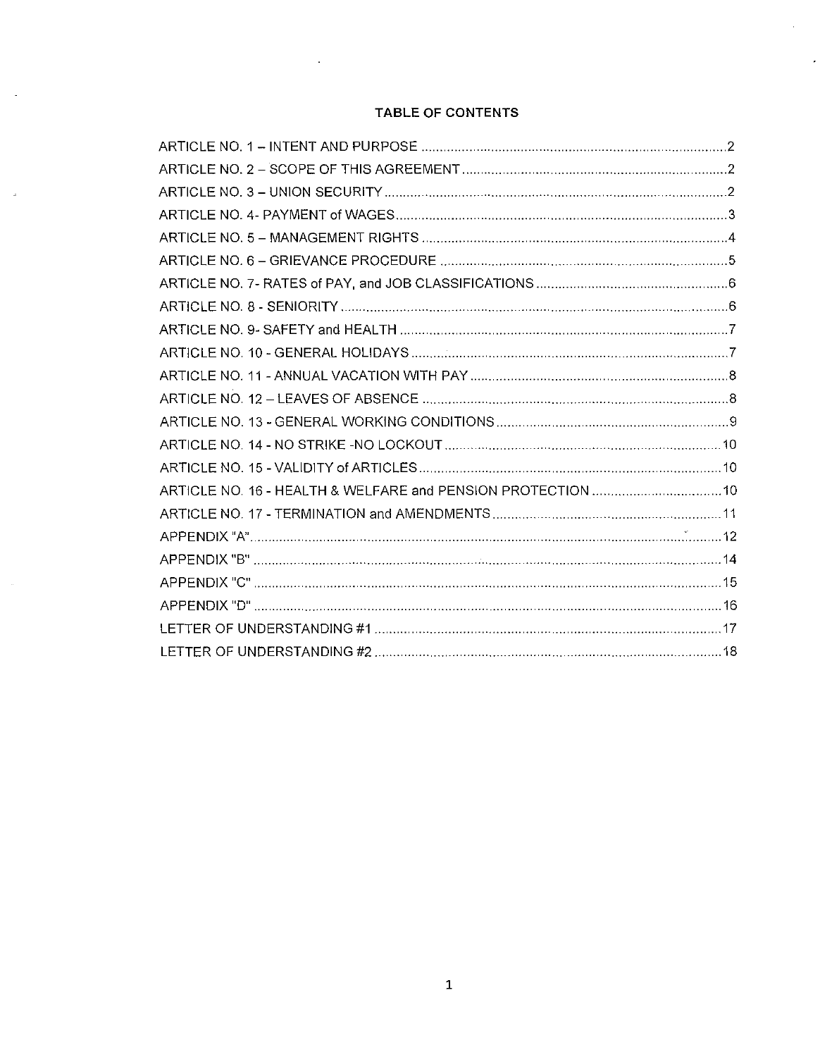# TABLE OF CONTENTS

| | |
|---|---|
| ARTICLE NO. 1 – INTENT AND PURPOSE | 2 |
| ARTICLE NO. 2 – SCOPE OF THIS AGREEMENT | 2 |
| ARTICLE NO. 3 – UNION SECURITY | 2 |
| ARTICLE NO. 4- PAYMENT of WAGES | 3 |
| ARTICLE NO. 5 – MANAGEMENT RIGHTS | 4 |
| ARTICLE NO. 6 – GRIEVANCE PROCEDURE | 5 |
| ARTICLE NO. 7- RATES of PAY, and JOB CLASSIFICATIONS | 6 |
| ARTICLE NO. 8 - SENIORITY | 6 |
| ARTICLE NO. 9- SAFETY and HEALTH | 7 |
| ARTICLE NO. 10 - GENERAL HOLIDAYS | 7 |
| ARTICLE NO. 11 - ANNUAL VACATION WITH PAY | 8 |
| ARTICLE NO. 12 – LEAVES OF ABSENCE | 8 |
| ARTICLE NO. 13 - GENERAL WORKING CONDITIONS | 9 |
| ARTICLE NO. 14 - NO STRIKE -NO LOCKOUT | 10 |
| ARTICLE NO. 15 - VALIDITY of ARTICLES | 10 |
| ARTICLE NO. 16 - HEALTH & WELFARE and PENSION PROTECTION | 10 |
| ARTICLE NO. 17 - TERMINATION and AMENDMENTS | 11 |
| APPENDIX "A" | 12 |
| APPENDIX "B" | 14 |
| APPENDIX "C" | 15 |
| APPENDIX "D" | 16 |
| LETTER OF UNDERSTANDING #1 | 17 |
| LETTER OF UNDERSTANDING #2 | 18 |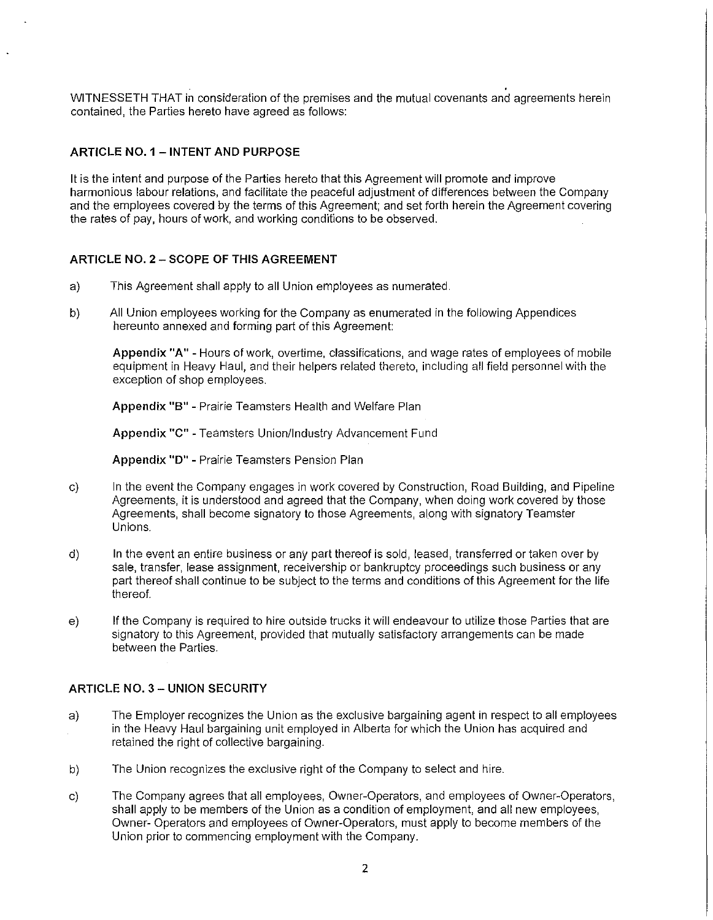WITNESSETH THAT in consideration of the premises and the mutual covenants and agreements herein contained, the Parties hereto have agreed as follows:

## ARTICLE NO. 1 – INTENT AND PURPOSE

It is the intent and purpose of the Parties hereto that this Agreement will promote and improve harmonious labour relations, and facilitate the peaceful adjustment of differences between the Company and the employees covered by the terms of this Agreement; and set forth herein the Agreement covering the rates of pay, hours of work, and working conditions to be observed.

## ARTICLE NO. 2 – SCOPE OF THIS AGREEMENT

a) This Agreement shall apply to all Union employees as numerated.

b) All Union employees working for the Company as enumerated in the following Appendices hereunto annexed and forming part of this Agreement:

   **Appendix "A"** - Hours of work, overtime, classifications, and wage rates of employees of mobile equipment in Heavy Haul, and their helpers related thereto, including all field personnel with the exception of shop employees.

   **Appendix "B"** - Prairie Teamsters Health and Welfare Plan

   **Appendix "C"** - Teamsters Union/Industry Advancement Fund

   **Appendix "D"** - Prairie Teamsters Pension Plan

c) In the event the Company engages in work covered by Construction, Road Building, and Pipeline Agreements, it is understood and agreed that the Company, when doing work covered by those Agreements, shall become signatory to those Agreements, along with signatory Teamster Unions.

d) In the event an entire business or any part thereof is sold, leased, transferred or taken over by sale, transfer, lease assignment, receivership or bankruptcy proceedings such business or any part thereof shall continue to be subject to the terms and conditions of this Agreement for the life thereof.

e) If the Company is required to hire outside trucks it will endeavour to utilize those Parties that are signatory to this Agreement, provided that mutually satisfactory arrangements can be made between the Parties.

## ARTICLE NO. 3 – UNION SECURITY

a) The Employer recognizes the Union as the exclusive bargaining agent in respect to all employees in the Heavy Haul bargaining unit employed in Alberta for which the Union has acquired and retained the right of collective bargaining.

b) The Union recognizes the exclusive right of the Company to select and hire.

c) The Company agrees that all employees, Owner-Operators, and employees of Owner-Operators, shall apply to be members of the Union as a condition of employment, and all new employees, Owner- Operators and employees of Owner-Operators, must apply to become members of the Union prior to commencing employment with the Company.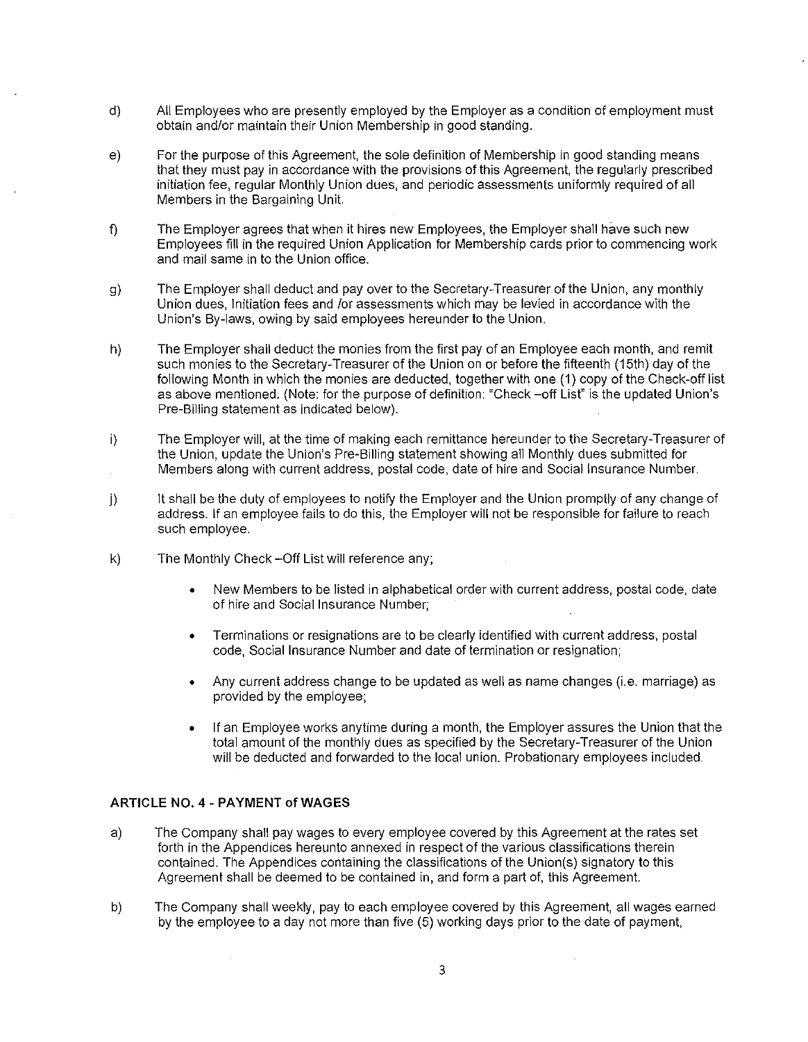d) All Employees who are presently employed by the Employer as a condition of employment must obtain and/or maintain their Union Membership in good standing.

e) For the purpose of this Agreement, the sole definition of Membership in good standing means that they must pay in accordance with the provisions of this Agreement, the regularly prescribed initiation fee, regular Monthly Union dues, and periodic assessments uniformly required of all Members in the Bargaining Unit.

f) The Employer agrees that when it hires new Employees, the Employer shall have such new Employees fill in the required Union Application for Membership cards prior to commencing work and mail same in to the Union office.

g) The Employer shall deduct and pay over to the Secretary-Treasurer of the Union, any monthly Union dues, Initiation fees and /or assessments which may be levied in accordance with the Union's By-laws, owing by said employees hereunder to the Union.

h) The Employer shall deduct the monies from the first pay of an Employee each month, and remit such monies to the Secretary-Treasurer of the Union on or before the fifteenth (15th) day of the following Month in which the monies are deducted, together with one (1) copy of the Check-off list as above mentioned. (Note: for the purpose of definition: "Check –off List" is the updated Union's Pre-Billing statement as indicated below).

i) The Employer will, at the time of making each remittance hereunder to the Secretary-Treasurer of the Union, update the Union's Pre-Billing statement showing all Monthly dues submitted for Members along with current address, postal code, date of hire and Social Insurance Number.

j) It shall be the duty of employees to notify the Employer and the Union promptly of any change of address. If an employee fails to do this, the Employer will not be responsible for failure to reach such employee.

k) The Monthly Check –Off List will reference any;

- New Members to be listed in alphabetical order with current address, postal code, date of hire and Social Insurance Number;
- Terminations or resignations are to be clearly identified with current address, postal code, Social Insurance Number and date of termination or resignation;
- Any current address change to be updated as well as name changes (i.e. marriage) as provided by the employee;
- If an Employee works anytime during a month, the Employer assures the Union that the total amount of the monthly dues as specified by the Secretary-Treasurer of the Union will be deducted and forwarded to the local union. Probationary employees included.

### ARTICLE NO. 4 - PAYMENT of WAGES

a) The Company shall pay wages to every employee covered by this Agreement at the rates set forth in the Appendices hereunto annexed in respect of the various classifications therein contained. The Appendices containing the classifications of the Union(s) signatory to this Agreement shall be deemed to be contained in, and form a part of, this Agreement.

b) The Company shall weekly, pay to each employee covered by this Agreement, all wages earned by the employee to a day not more than five (5) working days prior to the date of payment,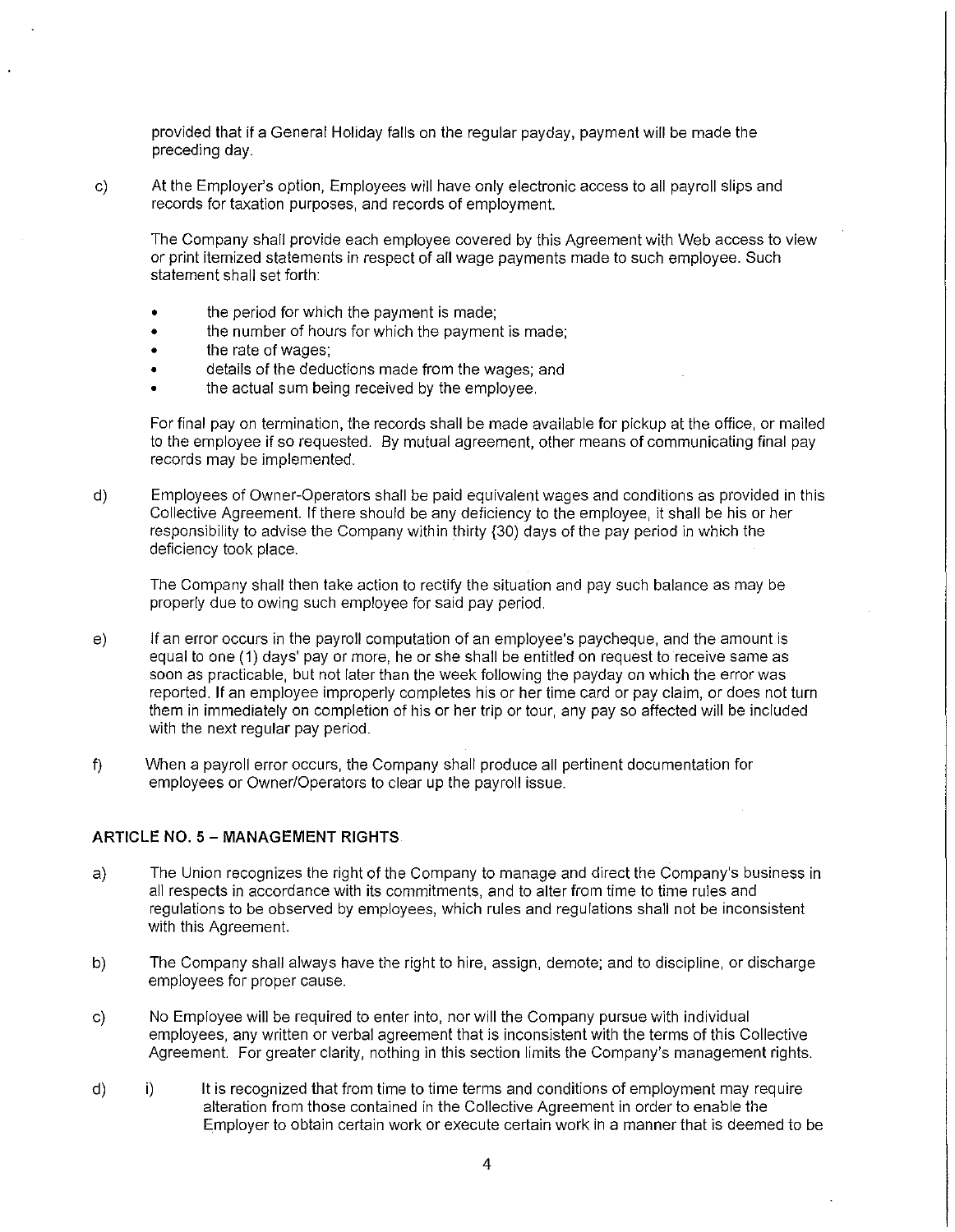provided that if a General Holiday falls on the regular payday, payment will be made the preceding day.

c) At the Employer's option, Employees will have only electronic access to all payroll slips and records for taxation purposes, and records of employment.

The Company shall provide each employee covered by this Agreement with Web access to view or print itemized statements in respect of all wage payments made to such employee. Such statement shall set forth:

- the period for which the payment is made;
- the number of hours for which the payment is made;
- the rate of wages;
- details of the deductions made from the wages; and
- the actual sum being received by the employee.

For final pay on termination, the records shall be made available for pickup at the office, or mailed to the employee if so requested. By mutual agreement, other means of communicating final pay records may be implemented.

d) Employees of Owner-Operators shall be paid equivalent wages and conditions as provided in this Collective Agreement. If there should be any deficiency to the employee, it shall be his or her responsibility to advise the Company within thirty (30) days of the pay period in which the deficiency took place.

The Company shall then take action to rectify the situation and pay such balance as may be properly due to owing such employee for said pay period.

e) If an error occurs in the payroll computation of an employee's paycheque, and the amount is equal to one (1) days' pay or more, he or she shall be entitled on request to receive same as soon as practicable, but not later than the week following the payday on which the error was reported. If an employee improperly completes his or her time card or pay claim, or does not turn them in immediately on completion of his or her trip or tour, any pay so affected will be included with the next regular pay period.

f) When a payroll error occurs, the Company shall produce all pertinent documentation for employees or Owner/Operators to clear up the payroll issue.

## ARTICLE NO. 5 – MANAGEMENT RIGHTS

a) The Union recognizes the right of the Company to manage and direct the Company's business in all respects in accordance with its commitments, and to alter from time to time rules and regulations to be observed by employees, which rules and regulations shall not be inconsistent with this Agreement.

b) The Company shall always have the right to hire, assign, demote; and to discipline, or discharge employees for proper cause.

c) No Employee will be required to enter into, nor will the Company pursue with individual employees, any written or verbal agreement that is inconsistent with the terms of this Collective Agreement. For greater clarity, nothing in this section limits the Company's management rights.

d) i) It is recognized that from time to time terms and conditions of employment may require alteration from those contained in the Collective Agreement in order to enable the Employer to obtain certain work or execute certain work in a manner that is deemed to be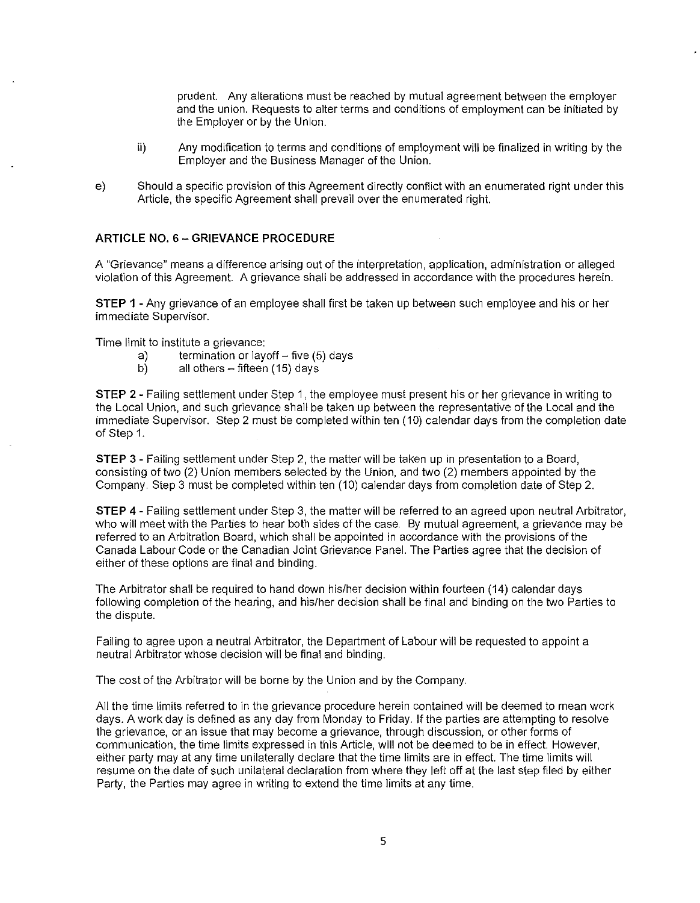prudent. Any alterations must be reached by mutual agreement between the employer and the union. Requests to alter terms and conditions of employment can be initiated by the Employer or by the Union.

ii) Any modification to terms and conditions of employment will be finalized in writing by the Employer and the Business Manager of the Union.

e) Should a specific provision of this Agreement directly conflict with an enumerated right under this Article, the specific Agreement shall prevail over the enumerated right.

## ARTICLE NO. 6 – GRIEVANCE PROCEDURE

A "Grievance" means a difference arising out of the interpretation, application, administration or alleged violation of this Agreement. A grievance shall be addressed in accordance with the procedures herein.

**STEP 1** - Any grievance of an employee shall first be taken up between such employee and his or her immediate Supervisor.

Time limit to institute a grievance:

a) termination or layoff – five (5) days
b) all others – fifteen (15) days

**STEP 2** - Failing settlement under Step 1, the employee must present his or her grievance in writing to the Local Union, and such grievance shall be taken up between the representative of the Local and the immediate Supervisor. Step 2 must be completed within ten (10) calendar days from the completion date of Step 1.

**STEP 3** - Failing settlement under Step 2, the matter will be taken up in presentation to a Board, consisting of two (2) Union members selected by the Union, and two (2) members appointed by the Company. Step 3 must be completed within ten (10) calendar days from completion date of Step 2.

**STEP 4** - Failing settlement under Step 3, the matter will be referred to an agreed upon neutral Arbitrator, who will meet with the Parties to hear both sides of the case. By mutual agreement, a grievance may be referred to an Arbitration Board, which shall be appointed in accordance with the provisions of the Canada Labour Code or the Canadian Joint Grievance Panel. The Parties agree that the decision of either of these options are final and binding.

The Arbitrator shall be required to hand down his/her decision within fourteen (14) calendar days following completion of the hearing, and his/her decision shall be final and binding on the two Parties to the dispute.

Failing to agree upon a neutral Arbitrator, the Department of Labour will be requested to appoint a neutral Arbitrator whose decision will be final and binding.

The cost of the Arbitrator will be borne by the Union and by the Company.

All the time limits referred to in the grievance procedure herein contained will be deemed to mean work days. A work day is defined as any day from Monday to Friday. If the parties are attempting to resolve the grievance, or an issue that may become a grievance, through discussion, or other forms of communication, the time limits expressed in this Article, will not be deemed to be in effect. However, either party may at any time unilaterally declare that the time limits are in effect. The time limits will resume on the date of such unilateral declaration from where they left off at the last step filed by either Party, the Parties may agree in writing to extend the time limits at any time.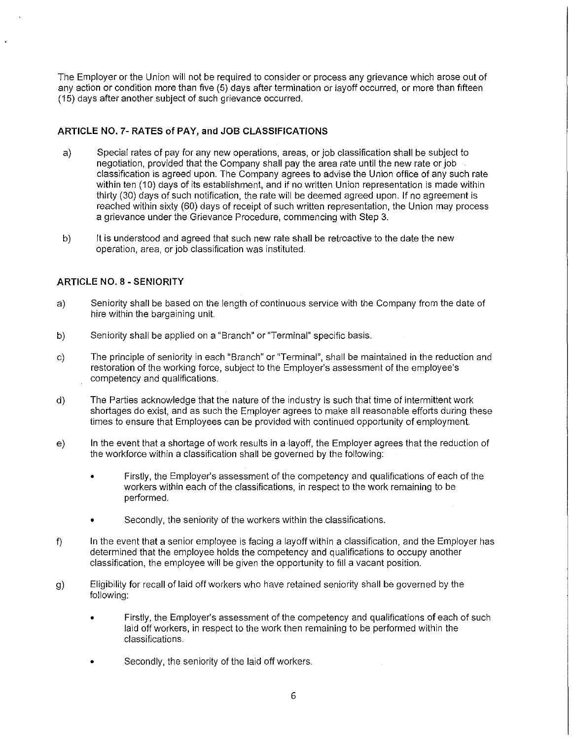The Employer or the Union will not be required to consider or process any grievance which arose out of any action or condition more than five (5) days after termination or layoff occurred, or more than fifteen (15) days after another subject of such grievance occurred.

### ARTICLE NO. 7- RATES of PAY, and JOB CLASSIFICATIONS

a) Special rates of pay for any new operations, areas, or job classification shall be subject to negotiation, provided that the Company shall pay the area rate until the new rate or job classification is agreed upon. The Company agrees to advise the Union office of any such rate within ten (10) days of its establishment, and if no written Union representation is made within thirty (30) days of such notification, the rate will be deemed agreed upon. If no agreement is reached within sixty (60) days of receipt of such written representation, the Union may process a grievance under the Grievance Procedure, commencing with Step 3.

b) It is understood and agreed that such new rate shall be retroactive to the date the new operation, area, or job classification was instituted.

### ARTICLE NO. 8 - SENIORITY

a) Seniority shall be based on the length of continuous service with the Company from the date of hire within the bargaining unit.

b) Seniority shall be applied on a "Branch" or "Terminal" specific basis.

c) The principle of seniority in each "Branch" or "Terminal", shall be maintained in the reduction and restoration of the working force, subject to the Employer's assessment of the employee's competency and qualifications.

d) The Parties acknowledge that the nature of the industry is such that time of intermittent work shortages do exist, and as such the Employer agrees to make all reasonable efforts during these times to ensure that Employees can be provided with continued opportunity of employment.

e) In the event that a shortage of work results in a layoff, the Employer agrees that the reduction of the workforce within a classification shall be governed by the following:

- Firstly, the Employer's assessment of the competency and qualifications of each of the workers within each of the classifications, in respect to the work remaining to be performed.
- Secondly, the seniority of the workers within the classifications.

f) In the event that a senior employee is facing a layoff within a classification, and the Employer has determined that the employee holds the competency and qualifications to occupy another classification, the employee will be given the opportunity to fill a vacant position.

g) Eligibility for recall of laid off workers who have retained seniority shall be governed by the following:

- Firstly, the Employer's assessment of the competency and qualifications of each of such laid off workers, in respect to the work then remaining to be performed within the classifications.
- Secondly, the seniority of the laid off workers.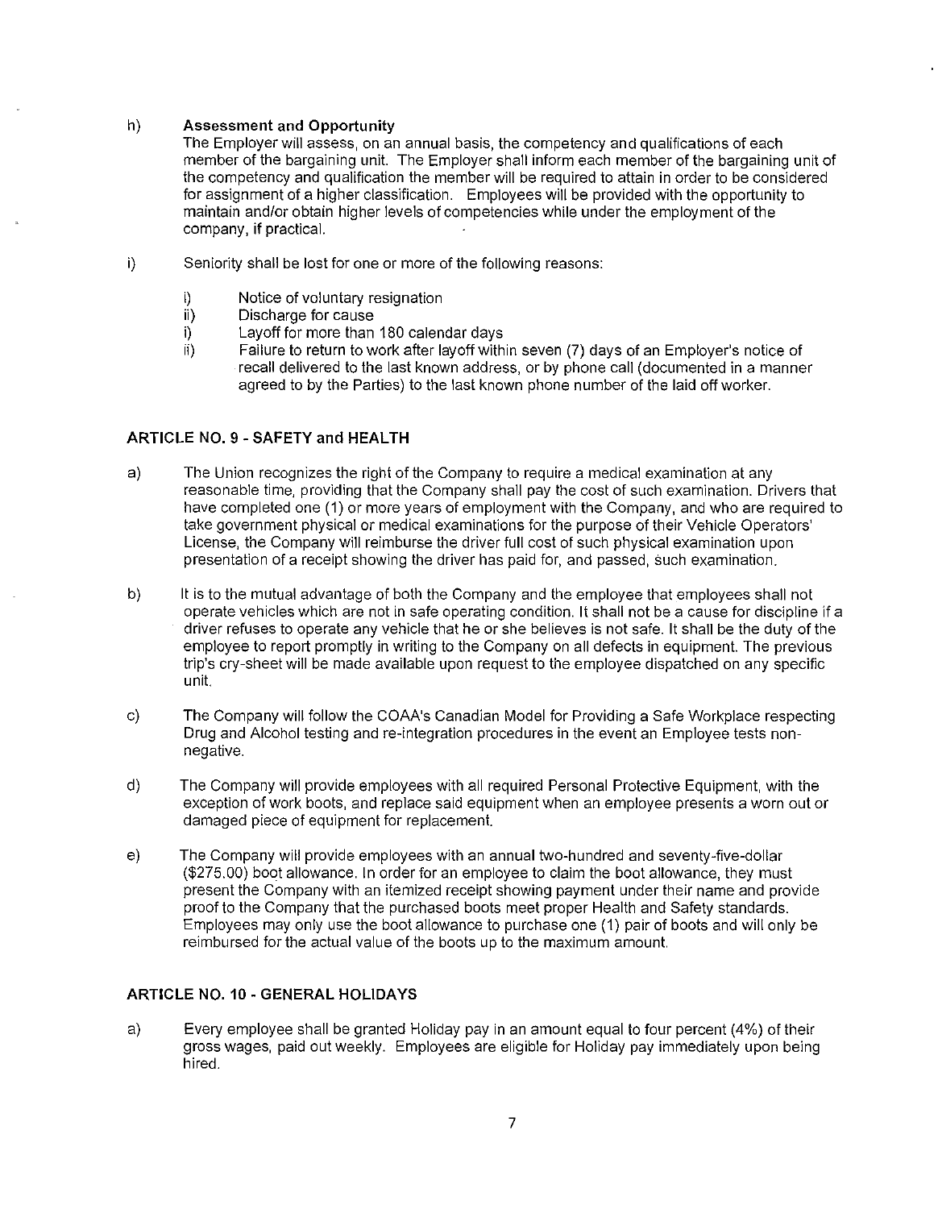h) **Assessment and Opportunity**
The Employer will assess, on an annual basis, the competency and qualifications of each member of the bargaining unit. The Employer shall inform each member of the bargaining unit of the competency and qualification the member will be required to attain in order to be considered for assignment of a higher classification. Employees will be provided with the opportunity to maintain and/or obtain higher levels of competencies while under the employment of the company, if practical.

i) Seniority shall be lost for one or more of the following reasons:

- i) Notice of voluntary resignation
- ii) Discharge for cause
- i) Layoff for more than 180 calendar days
- ii) Failure to return to work after layoff within seven (7) days of an Employer's notice of recall delivered to the last known address, or by phone call (documented in a manner agreed to by the Parties) to the last known phone number of the laid off worker.

## ARTICLE NO. 9 - SAFETY and HEALTH

a) The Union recognizes the right of the Company to require a medical examination at any reasonable time, providing that the Company shall pay the cost of such examination. Drivers that have completed one (1) or more years of employment with the Company, and who are required to take government physical or medical examinations for the purpose of their Vehicle Operators' License, the Company will reimburse the driver full cost of such physical examination upon presentation of a receipt showing the driver has paid for, and passed, such examination.

b) It is to the mutual advantage of both the Company and the employee that employees shall not operate vehicles which are not in safe operating condition. It shall not be a cause for discipline if a driver refuses to operate any vehicle that he or she believes is not safe. It shall be the duty of the employee to report promptly in writing to the Company on all defects in equipment. The previous trip's cry-sheet will be made available upon request to the employee dispatched on any specific unit.

c) The Company will follow the COAA's Canadian Model for Providing a Safe Workplace respecting Drug and Alcohol testing and re-integration procedures in the event an Employee tests non-negative.

d) The Company will provide employees with all required Personal Protective Equipment, with the exception of work boots, and replace said equipment when an employee presents a worn out or damaged piece of equipment for replacement.

e) The Company will provide employees with an annual two-hundred and seventy-five-dollar ($275.00) boot allowance. In order for an employee to claim the boot allowance, they must present the Company with an itemized receipt showing payment under their name and provide proof to the Company that the purchased boots meet proper Health and Safety standards. Employees may only use the boot allowance to purchase one (1) pair of boots and will only be reimbursed for the actual value of the boots up to the maximum amount.

## ARTICLE NO. 10 - GENERAL HOLIDAYS

a) Every employee shall be granted Holiday pay in an amount equal to four percent (4%) of their gross wages, paid out weekly. Employees are eligible for Holiday pay immediately upon being hired.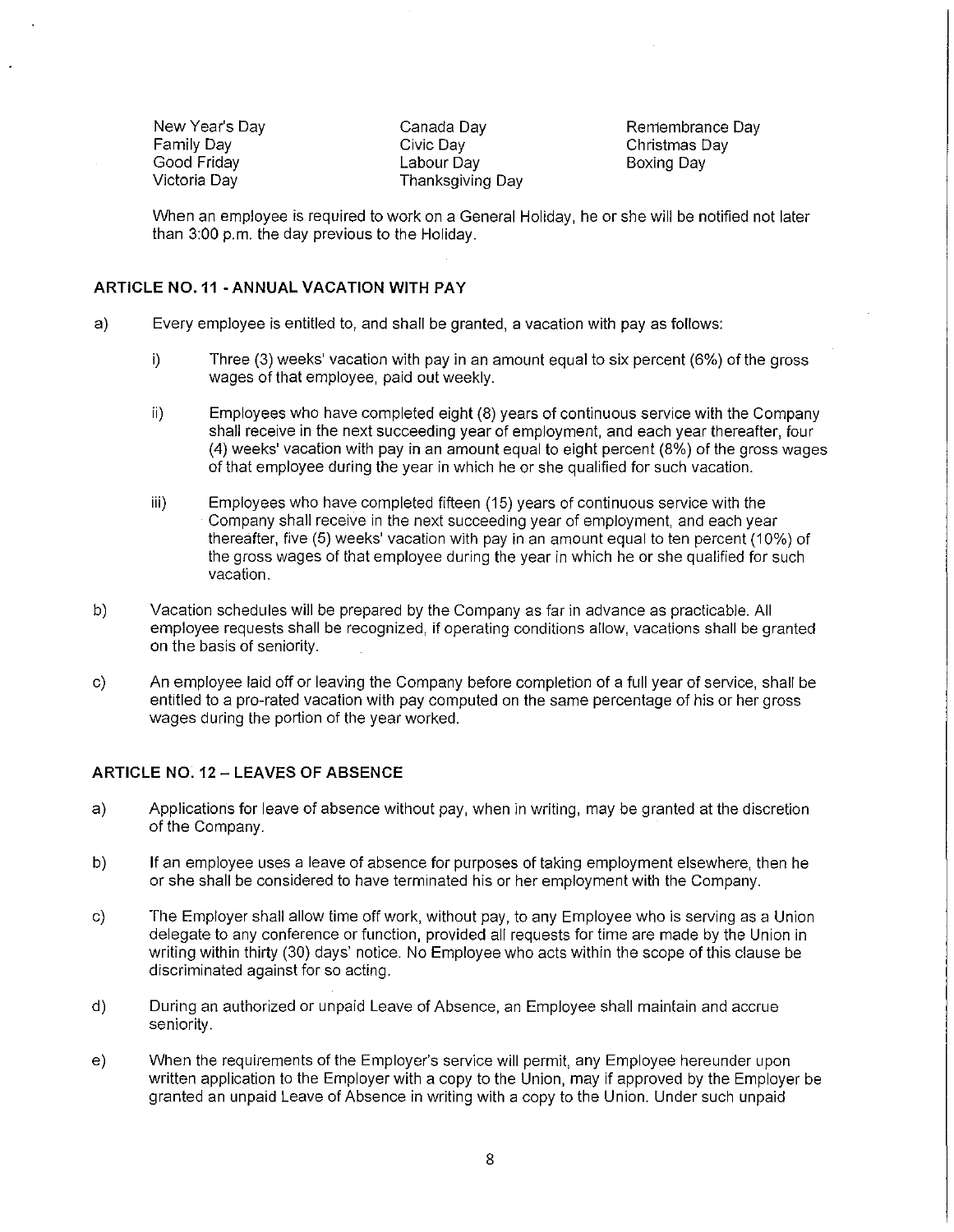| | | |
|---|---|---|
| New Year's Day | Canada Day | Remembrance Day |
| Family Day | Civic Day | Christmas Day |
| Good Friday | Labour Day | Boxing Day |
| Victoria Day | Thanksgiving Day | |

When an employee is required to work on a General Holiday, he or she will be notified not later than 3:00 p.m. the day previous to the Holiday.

### ARTICLE NO. 11 - ANNUAL VACATION WITH PAY

a) Every employee is entitled to, and shall be granted, a vacation with pay as follows:

   i) Three (3) weeks' vacation with pay in an amount equal to six percent (6%) of the gross wages of that employee, paid out weekly.

   ii) Employees who have completed eight (8) years of continuous service with the Company shall receive in the next succeeding year of employment, and each year thereafter, four (4) weeks' vacation with pay in an amount equal to eight percent (8%) of the gross wages of that employee during the year in which he or she qualified for such vacation.

   iii) Employees who have completed fifteen (15) years of continuous service with the Company shall receive in the next succeeding year of employment, and each year thereafter, five (5) weeks' vacation with pay in an amount equal to ten percent (10%) of the gross wages of that employee during the year in which he or she qualified for such vacation.

b) Vacation schedules will be prepared by the Company as far in advance as practicable. All employee requests shall be recognized, if operating conditions allow, vacations shall be granted on the basis of seniority.

c) An employee laid off or leaving the Company before completion of a full year of service, shall be entitled to a pro-rated vacation with pay computed on the same percentage of his or her gross wages during the portion of the year worked.

### ARTICLE NO. 12 – LEAVES OF ABSENCE

a) Applications for leave of absence without pay, when in writing, may be granted at the discretion of the Company.

b) If an employee uses a leave of absence for purposes of taking employment elsewhere, then he or she shall be considered to have terminated his or her employment with the Company.

c) The Employer shall allow time off work, without pay, to any Employee who is serving as a Union delegate to any conference or function, provided all requests for time are made by the Union in writing within thirty (30) days' notice. No Employee who acts within the scope of this clause be discriminated against for so acting.

d) During an authorized or unpaid Leave of Absence, an Employee shall maintain and accrue seniority.

e) When the requirements of the Employer's service will permit, any Employee hereunder upon written application to the Employer with a copy to the Union, may if approved by the Employer be granted an unpaid Leave of Absence in writing with a copy to the Union. Under such unpaid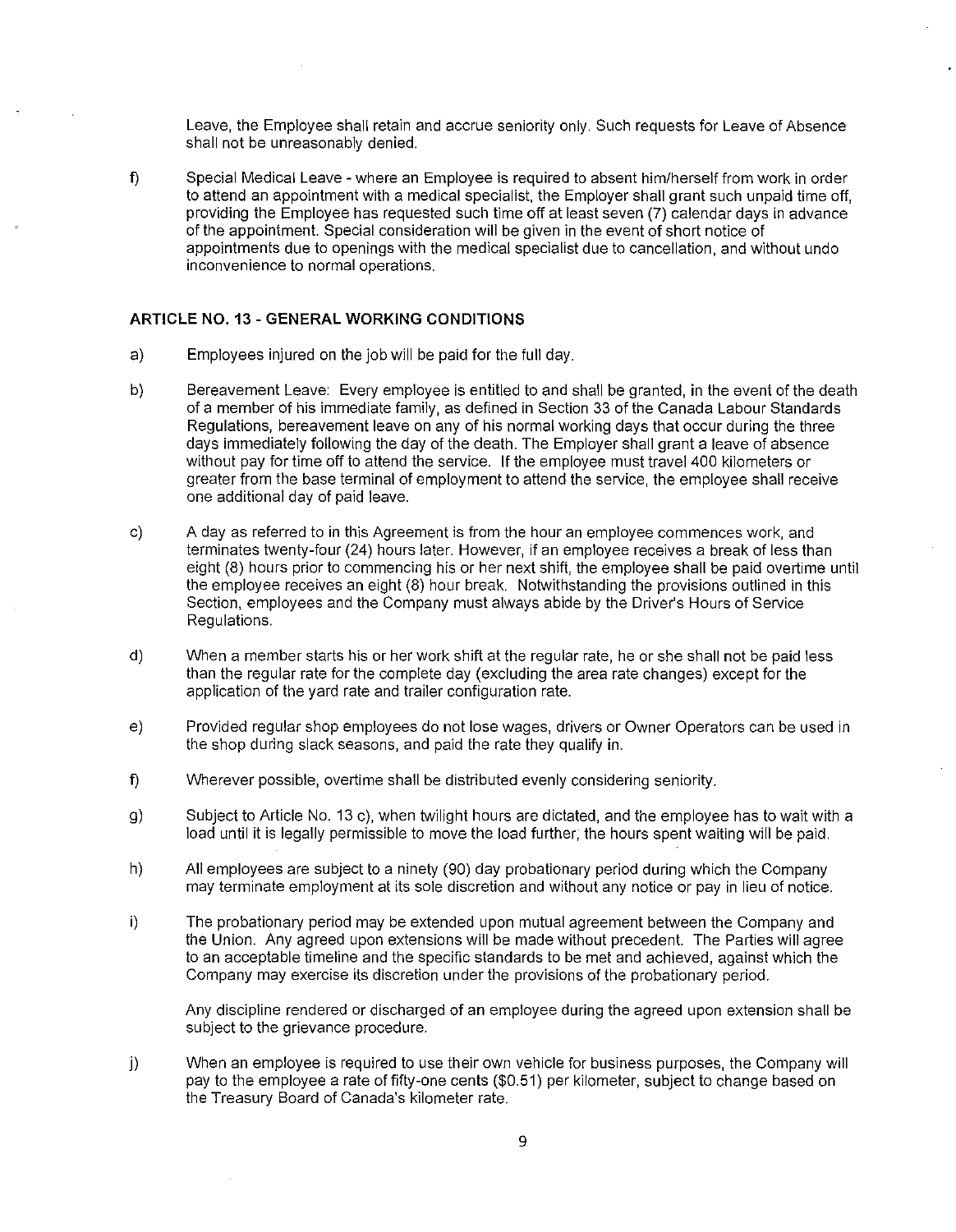Leave, the Employee shall retain and accrue seniority only. Such requests for Leave of Absence shall not be unreasonably denied.

f) Special Medical Leave - where an Employee is required to absent him/herself from work in order to attend an appointment with a medical specialist, the Employer shall grant such unpaid time off, providing the Employee has requested such time off at least seven (7) calendar days in advance of the appointment. Special consideration will be given in the event of short notice of appointments due to openings with the medical specialist due to cancellation, and without undo inconvenience to normal operations.

## ARTICLE NO. 13 - GENERAL WORKING CONDITIONS

a) Employees injured on the job will be paid for the full day.

b) Bereavement Leave: Every employee is entitled to and shall be granted, in the event of the death of a member of his immediate family, as defined in Section 33 of the Canada Labour Standards Regulations, bereavement leave on any of his normal working days that occur during the three days immediately following the day of the death. The Employer shall grant a leave of absence without pay for time off to attend the service. If the employee must travel 400 kilometers or greater from the base terminal of employment to attend the service, the employee shall receive one additional day of paid leave.

c) A day as referred to in this Agreement is from the hour an employee commences work, and terminates twenty-four (24) hours later. However, if an employee receives a break of less than eight (8) hours prior to commencing his or her next shift, the employee shall be paid overtime until the employee receives an eight (8) hour break. Notwithstanding the provisions outlined in this Section, employees and the Company must always abide by the Driver's Hours of Service Regulations.

d) When a member starts his or her work shift at the regular rate, he or she shall not be paid less than the regular rate for the complete day (excluding the area rate changes) except for the application of the yard rate and trailer configuration rate.

e) Provided regular shop employees do not lose wages, drivers or Owner Operators can be used in the shop during slack seasons, and paid the rate they qualify in.

f) Wherever possible, overtime shall be distributed evenly considering seniority.

g) Subject to Article No. 13 c), when twilight hours are dictated, and the employee has to wait with a load until it is legally permissible to move the load further, the hours spent waiting will be paid.

h) All employees are subject to a ninety (90) day probationary period during which the Company may terminate employment at its sole discretion and without any notice or pay in lieu of notice.

i) The probationary period may be extended upon mutual agreement between the Company and the Union. Any agreed upon extensions will be made without precedent. The Parties will agree to an acceptable timeline and the specific standards to be met and achieved, against which the Company may exercise its discretion under the provisions of the probationary period.

Any discipline rendered or discharged of an employee during the agreed upon extension shall be subject to the grievance procedure.

j) When an employee is required to use their own vehicle for business purposes, the Company will pay to the employee a rate of fifty-one cents ($0.51) per kilometer, subject to change based on the Treasury Board of Canada's kilometer rate.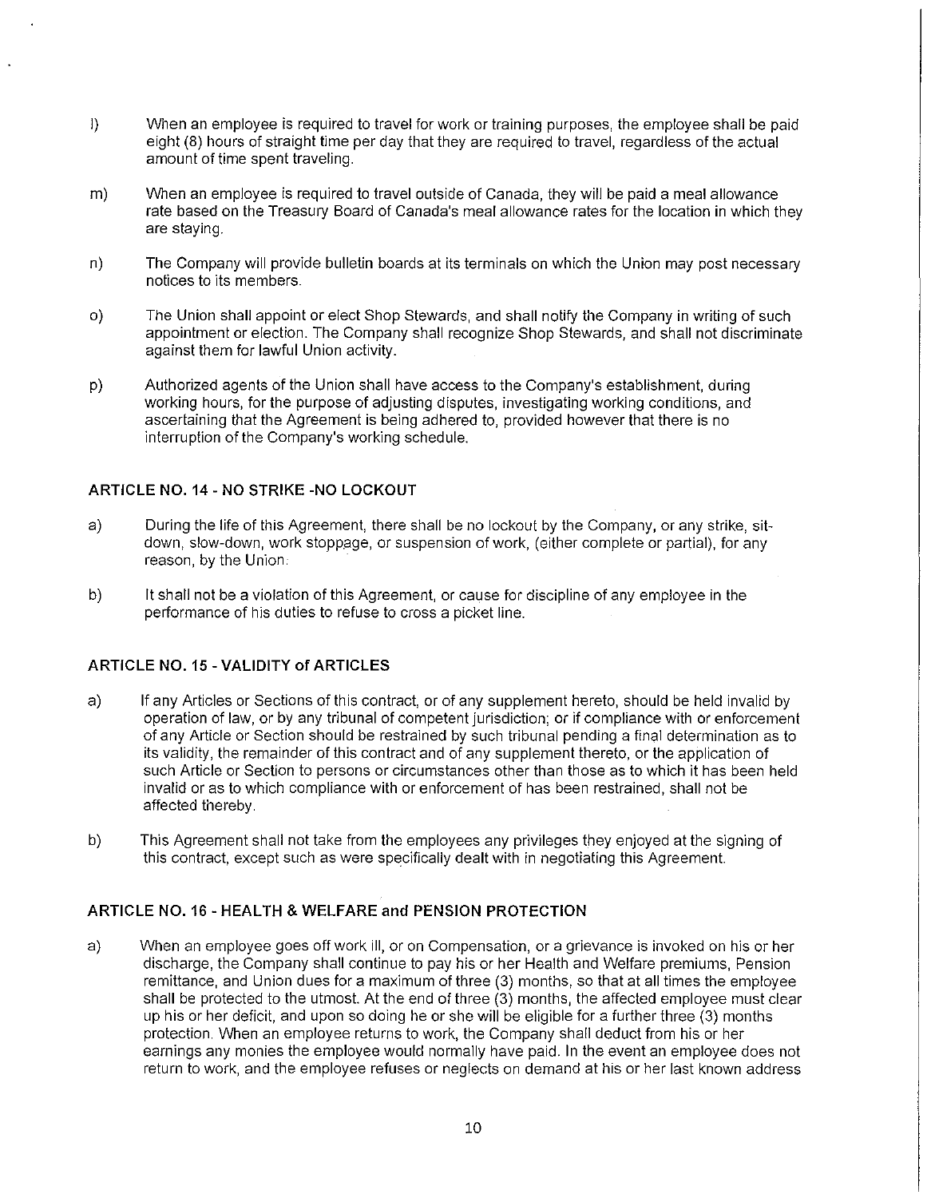l) When an employee is required to travel for work or training purposes, the employee shall be paid eight (8) hours of straight time per day that they are required to travel, regardless of the actual amount of time spent traveling.

m) When an employee is required to travel outside of Canada, they will be paid a meal allowance rate based on the Treasury Board of Canada's meal allowance rates for the location in which they are staying.

n) The Company will provide bulletin boards at its terminals on which the Union may post necessary notices to its members.

o) The Union shall appoint or elect Shop Stewards, and shall notify the Company in writing of such appointment or election. The Company shall recognize Shop Stewards, and shall not discriminate against them for lawful Union activity.

p) Authorized agents of the Union shall have access to the Company's establishment, during working hours, for the purpose of adjusting disputes, investigating working conditions, and ascertaining that the Agreement is being adhered to, provided however that there is no interruption of the Company's working schedule.

### ARTICLE NO. 14 - NO STRIKE -NO LOCKOUT

a) During the life of this Agreement, there shall be no lockout by the Company, or any strike, sit-down, slow-down, work stoppage, or suspension of work, (either complete or partial), for any reason, by the Union.

b) It shall not be a violation of this Agreement, or cause for discipline of any employee in the performance of his duties to refuse to cross a picket line.

### ARTICLE NO. 15 - VALIDITY of ARTICLES

a) If any Articles or Sections of this contract, or of any supplement hereto, should be held invalid by operation of law, or by any tribunal of competent jurisdiction; or if compliance with or enforcement of any Article or Section should be restrained by such tribunal pending a final determination as to its validity, the remainder of this contract and of any supplement thereto, or the application of such Article or Section to persons or circumstances other than those as to which it has been held invalid or as to which compliance with or enforcement of has been restrained, shall not be affected thereby.

b) This Agreement shall not take from the employees any privileges they enjoyed at the signing of this contract, except such as were specifically dealt with in negotiating this Agreement.

### ARTICLE NO. 16 - HEALTH & WELFARE and PENSION PROTECTION

a) When an employee goes off work ill, or on Compensation, or a grievance is invoked on his or her discharge, the Company shall continue to pay his or her Health and Welfare premiums, Pension remittance, and Union dues for a maximum of three (3) months, so that at all times the employee shall be protected to the utmost. At the end of three (3) months, the affected employee must clear up his or her deficit, and upon so doing he or she will be eligible for a further three (3) months protection. When an employee returns to work, the Company shall deduct from his or her earnings any monies the employee would normally have paid. In the event an employee does not return to work, and the employee refuses or neglects on demand at his or her last known address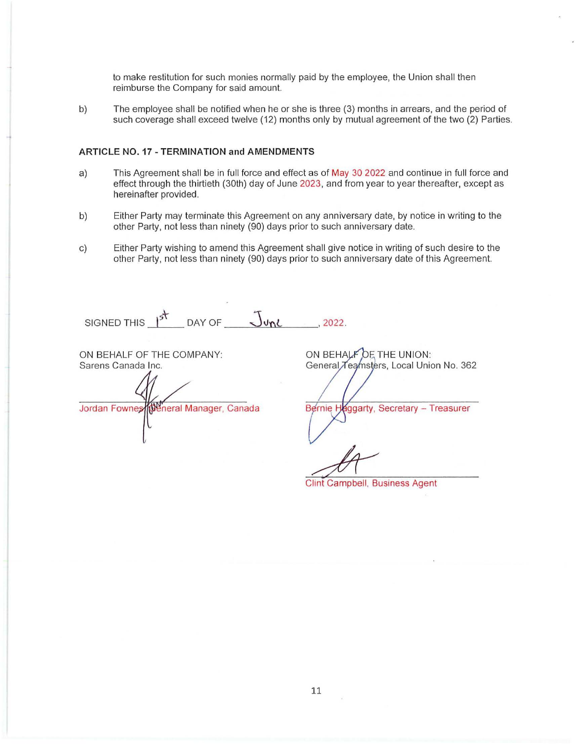to make restitution for such monies normally paid by the employee, the Union shall then reimburse the Company for said amount.

b) The employee shall be notified when he or she is three (3) months in arrears, and the period of such coverage shall exceed twelve (12) months only by mutual agreement of the two (2) Parties.

### ARTICLE NO. 17 - TERMINATION and AMENDMENTS

a) This Agreement shall be in full force and effect as of May 30 2022 and continue in full force and effect through the thirtieth (30th) day of June 2023, and from year to year thereafter, except as hereinafter provided.

b) Either Party may terminate this Agreement on any anniversary date, by notice in writing to the other Party, not less than ninety (90) days prior to such anniversary date.

c) Either Party wishing to amend this Agreement shall give notice in writing of such desire to the other Party, not less than ninety (90) days prior to such anniversary date of this Agreement.

SIGNED THIS 1st DAY OF June, 2022.

ON BEHALF OF THE COMPANY:
Sarens Canada Inc.

Jordan Fownes, General Manager, Canada

ON BEHALF OF THE UNION:
General Teamsters, Local Union No. 362

Bernie Haggarty, Secretary – Treasurer

Clint Campbell, Business Agent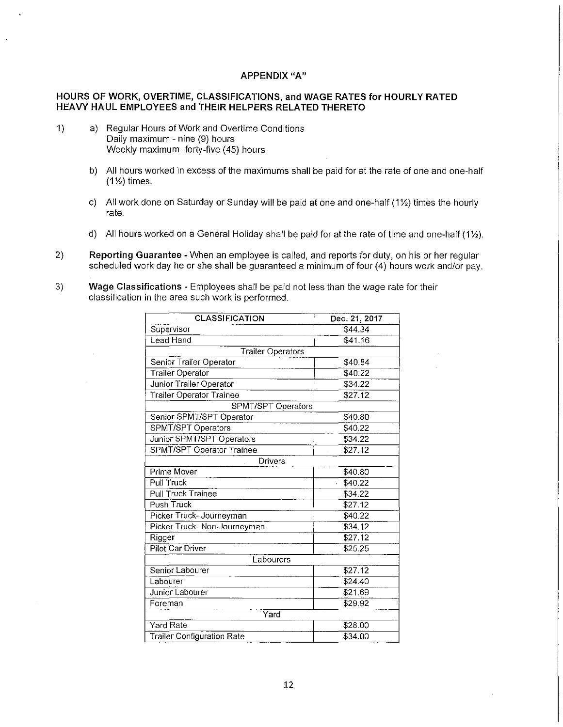## APPENDIX "A"

### HOURS OF WORK, OVERTIME, CLASSIFICATIONS, and WAGE RATES for HOURLY RATED HEAVY HAUL EMPLOYEES and THEIR HELPERS RELATED THERETO

1) a) Regular Hours of Work and Overtime Conditions
   Daily maximum - nine (9) hours
   Weekly maximum -forty-five (45) hours

   b) All hours worked in excess of the maximums shall be paid for at the rate of one and one-half (1½) times.

   c) All work done on Saturday or Sunday will be paid at one and one-half (1½) times the hourly rate.

   d) All hours worked on a General Holiday shall be paid for at the rate of time and one-half (1½).

2) **Reporting Guarantee -** When an employee is called, and reports for duty, on his or her regular scheduled work day he or she shall be guaranteed a minimum of four (4) hours work and/or pay.

3) **Wage Classifications -** Employees shall be paid not less than the wage rate for their classification in the area such work is performed.

| CLASSIFICATION | Dec. 21, 2017 |
|---|---|
| Supervisor | $44.34 |
| Lead Hand | $41.16 |
| Trailer Operators | |
| Senior Trailer Operator | $40.84 |
| Trailer Operator | $40.22 |
| Junior Trailer Operator | $34.22 |
| Trailer Operator Trainee | $27.12 |
| SPMT/SPT Operators | |
| Senior SPMT/SPT Operator | $40.80 |
| SPMT/SPT Operators | $40.22 |
| Junior SPMT/SPT Operators | $34.22 |
| SPMT/SPT Operator Trainee | $27.12 |
| Drivers | |
| Prime Mover | $40.80 |
| Pull Truck | $40.22 |
| Pull Truck Trainee | $34.22 |
| Push Truck | $27.12 |
| Picker Truck- Journeyman | $40.22 |
| Picker Truck- Non-Journeyman | $34.12 |
| Rigger | $27.12 |
| Pilot Car Driver | $25.25 |
| Labourers | |
| Senior Labourer | $27.12 |
| Labourer | $24.40 |
| Junior Labourer | $21.69 |
| Foreman | $29.92 |
| Yard | |
| Yard Rate | $28.00 |
| Trailer Configuration Rate | $34.00 |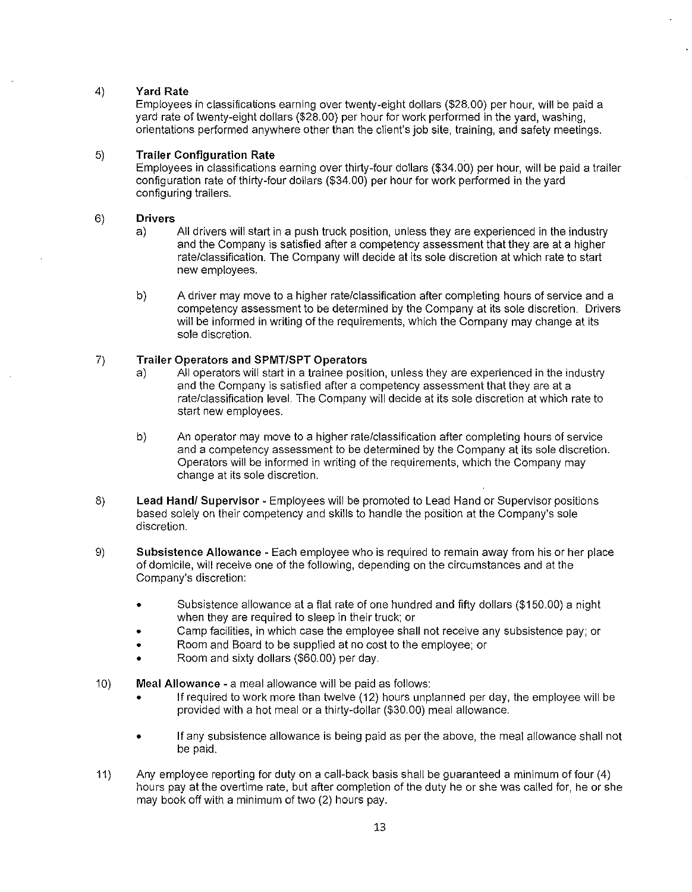4) **Yard Rate**

Employees in classifications earning over twenty-eight dollars ($28.00) per hour, will be paid a yard rate of twenty-eight dollars ($28.00) per hour for work performed in the yard, washing, orientations performed anywhere other than the client's job site, training, and safety meetings.

5) **Trailer Configuration Rate**

Employees in classifications earning over thirty-four dollars ($34.00) per hour, will be paid a trailer configuration rate of thirty-four dollars ($34.00) per hour for work performed in the yard configuring trailers.

6) **Drivers**

a) All drivers will start in a push truck position, unless they are experienced in the industry and the Company is satisfied after a competency assessment that they are at a higher rate/classification. The Company will decide at its sole discretion at which rate to start new employees.

b) A driver may move to a higher rate/classification after completing hours of service and a competency assessment to be determined by the Company at its sole discretion. Drivers will be informed in writing of the requirements, which the Company may change at its sole discretion.

7) **Trailer Operators and SPMT/SPT Operators**

a) All operators will start in a trainee position, unless they are experienced in the industry and the Company is satisfied after a competency assessment that they are at a rate/classification level. The Company will decide at its sole discretion at which rate to start new employees.

b) An operator may move to a higher rate/classification after completing hours of service and a competency assessment to be determined by the Company at its sole discretion. Operators will be informed in writing of the requirements, which the Company may change at its sole discretion.

8) **Lead Hand/ Supervisor** - Employees will be promoted to Lead Hand or Supervisor positions based solely on their competency and skills to handle the position at the Company's sole discretion.

9) **Subsistence Allowance** - Each employee who is required to remain away from his or her place of domicile, will receive one of the following, depending on the circumstances and at the Company's discretion:

- Subsistence allowance at a flat rate of one hundred and fifty dollars ($150.00) a night when they are required to sleep in their truck; or
- Camp facilities, in which case the employee shall not receive any subsistence pay; or
- Room and Board to be supplied at no cost to the employee; or
- Room and sixty dollars ($60.00) per day.

10) **Meal Allowance** - a meal allowance will be paid as follows:

- If required to work more than twelve (12) hours unplanned per day, the employee will be provided with a hot meal or a thirty-dollar ($30.00) meal allowance.
- If any subsistence allowance is being paid as per the above, the meal allowance shall not be paid.

11) Any employee reporting for duty on a call-back basis shall be guaranteed a minimum of four (4) hours pay at the overtime rate, but after completion of the duty he or she was called for, he or she may book off with a minimum of two (2) hours pay.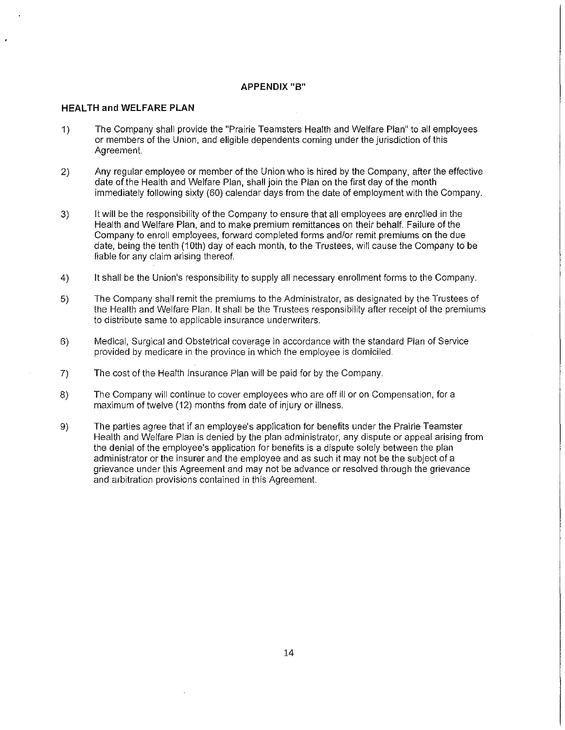## APPENDIX "B"

### HEALTH and WELFARE PLAN

1) The Company shall provide the "Prairie Teamsters Health and Welfare Plan" to all employees or members of the Union, and eligible dependents coming under the jurisdiction of this Agreement.

2) Any regular employee or member of the Union who is hired by the Company, after the effective date of the Health and Welfare Plan, shall join the Plan on the first day of the month immediately following sixty (60) calendar days from the date of employment with the Company.

3) It will be the responsibility of the Company to ensure that all employees are enrolled in the Health and Welfare Plan, and to make premium remittances on their behalf. Failure of the Company to enroll employees, forward completed forms and/or remit premiums on the due date, being the tenth (10th) day of each month, to the Trustees, will cause the Company to be liable for any claim arising thereof.

4) It shall be the Union's responsibility to supply all necessary enrollment forms to the Company.

5) The Company shall remit the premiums to the Administrator, as designated by the Trustees of the Health and Welfare Plan. It shall be the Trustees responsibility after receipt of the premiums to distribute same to applicable insurance underwriters.

6) Medical, Surgical and Obstetrical coverage in accordance with the standard Plan of Service provided by medicare in the province in which the employee is domiciled.

7) The cost of the Health Insurance Plan will be paid for by the Company.

8) The Company will continue to cover employees who are off ill or on Compensation, for a maximum of twelve (12) months from date of injury or illness.

9) The parties agree that if an employee's application for benefits under the Prairie Teamster Health and Welfare Plan is denied by the plan administrator, any dispute or appeal arising from the denial of the employee's application for benefits is a dispute solely between the plan administrator or the insurer and the employee and as such it may not be the subject of a grievance under this Agreement and may not be advance or resolved through the grievance and arbitration provisions contained in this Agreement.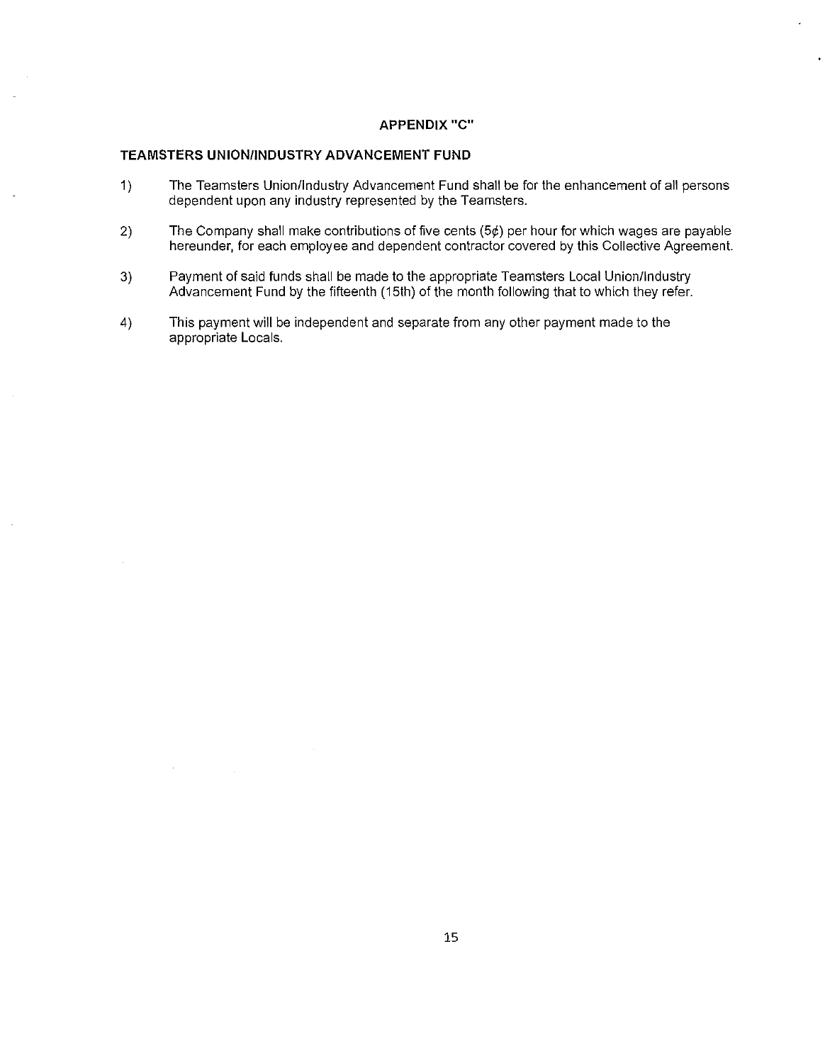# APPENDIX "C"

## TEAMSTERS UNION/INDUSTRY ADVANCEMENT FUND

1) The Teamsters Union/Industry Advancement Fund shall be for the enhancement of all persons dependent upon any industry represented by the Teamsters.

2) The Company shall make contributions of five cents (5¢) per hour for which wages are payable hereunder, for each employee and dependent contractor covered by this Collective Agreement.

3) Payment of said funds shall be made to the appropriate Teamsters Local Union/Industry Advancement Fund by the fifteenth (15th) of the month following that to which they refer.

4) This payment will be independent and separate from any other payment made to the appropriate Locals.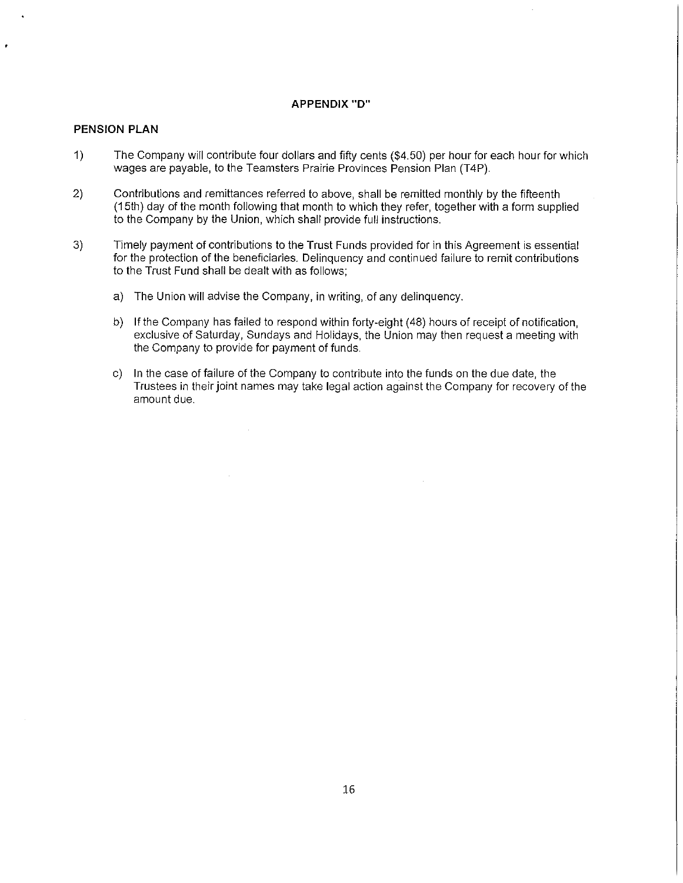## APPENDIX "D"

### PENSION PLAN

1) The Company will contribute four dollars and fifty cents ($4.50) per hour for each hour for which wages are payable, to the Teamsters Prairie Provinces Pension Plan (T4P).

2) Contributions and remittances referred to above, shall be remitted monthly by the fifteenth (15th) day of the month following that month to which they refer, together with a form supplied to the Company by the Union, which shall provide full instructions.

3) Timely payment of contributions to the Trust Funds provided for in this Agreement is essential for the protection of the beneficiaries. Delinquency and continued failure to remit contributions to the Trust Fund shall be dealt with as follows;

   a) The Union will advise the Company, in writing, of any delinquency.

   b) If the Company has failed to respond within forty-eight (48) hours of receipt of notification, exclusive of Saturday, Sundays and Holidays, the Union may then request a meeting with the Company to provide for payment of funds.

   c) In the case of failure of the Company to contribute into the funds on the due date, the Trustees in their joint names may take legal action against the Company for recovery of the amount due.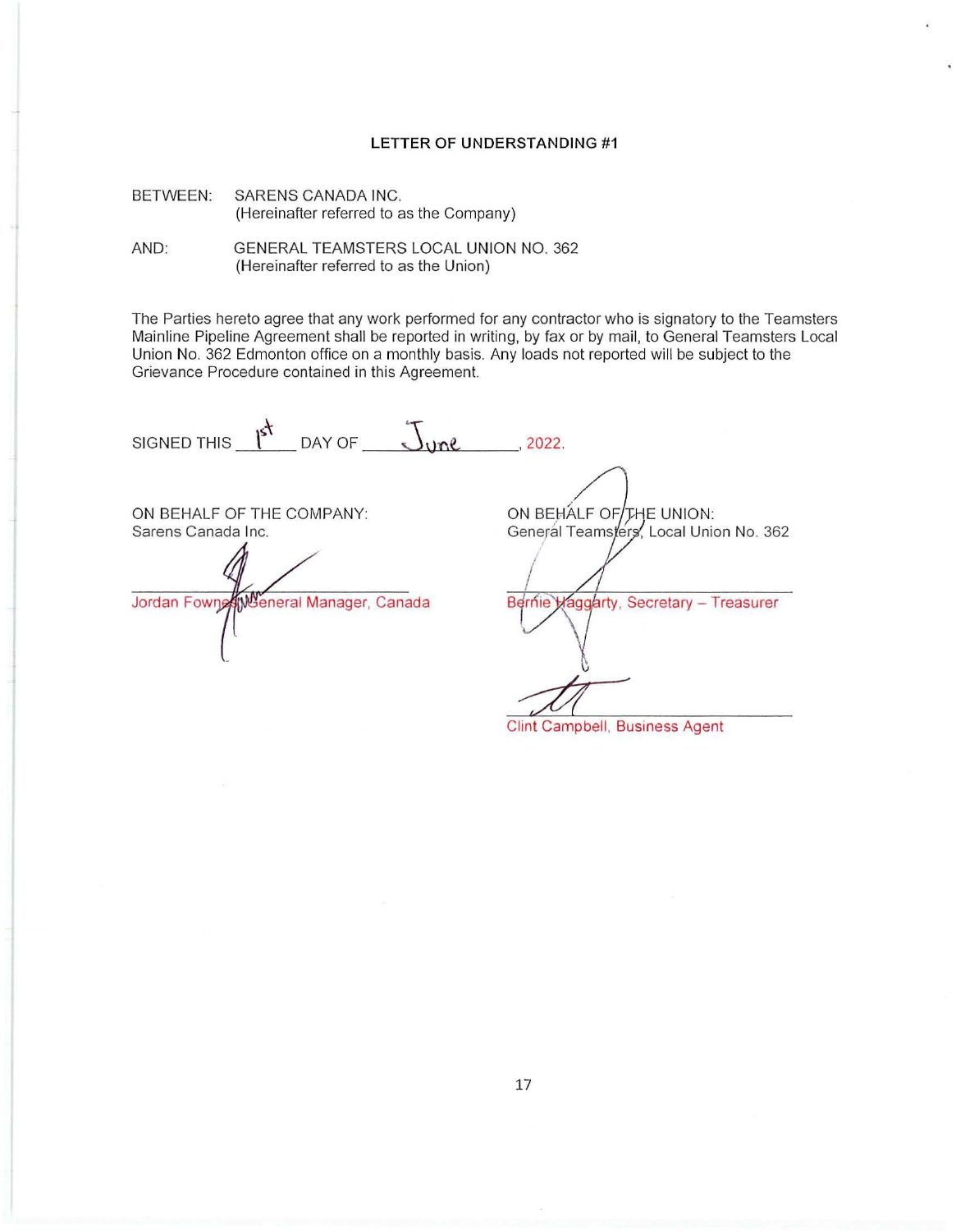**LETTER OF UNDERSTANDING #1**

BETWEEN: SARENS CANADA INC.
(Hereinafter referred to as the Company)

AND: GENERAL TEAMSTERS LOCAL UNION NO. 362
(Hereinafter referred to as the Union)

The Parties hereto agree that any work performed for any contractor who is signatory to the Teamsters Mainline Pipeline Agreement shall be reported in writing, by fax or by mail, to General Teamsters Local Union No. 362 Edmonton office on a monthly basis. Any loads not reported will be subject to the Grievance Procedure contained in this Agreement.

SIGNED THIS 1st DAY OF June, 2022.

ON BEHALF OF THE COMPANY:
Sarens Canada Inc.

Jordan Fownes, General Manager, Canada

ON BEHALF OF THE UNION:
General Teamsters, Local Union No. 362

Bernie Haggarty, Secretary – Treasurer

Clint Campbell, Business Agent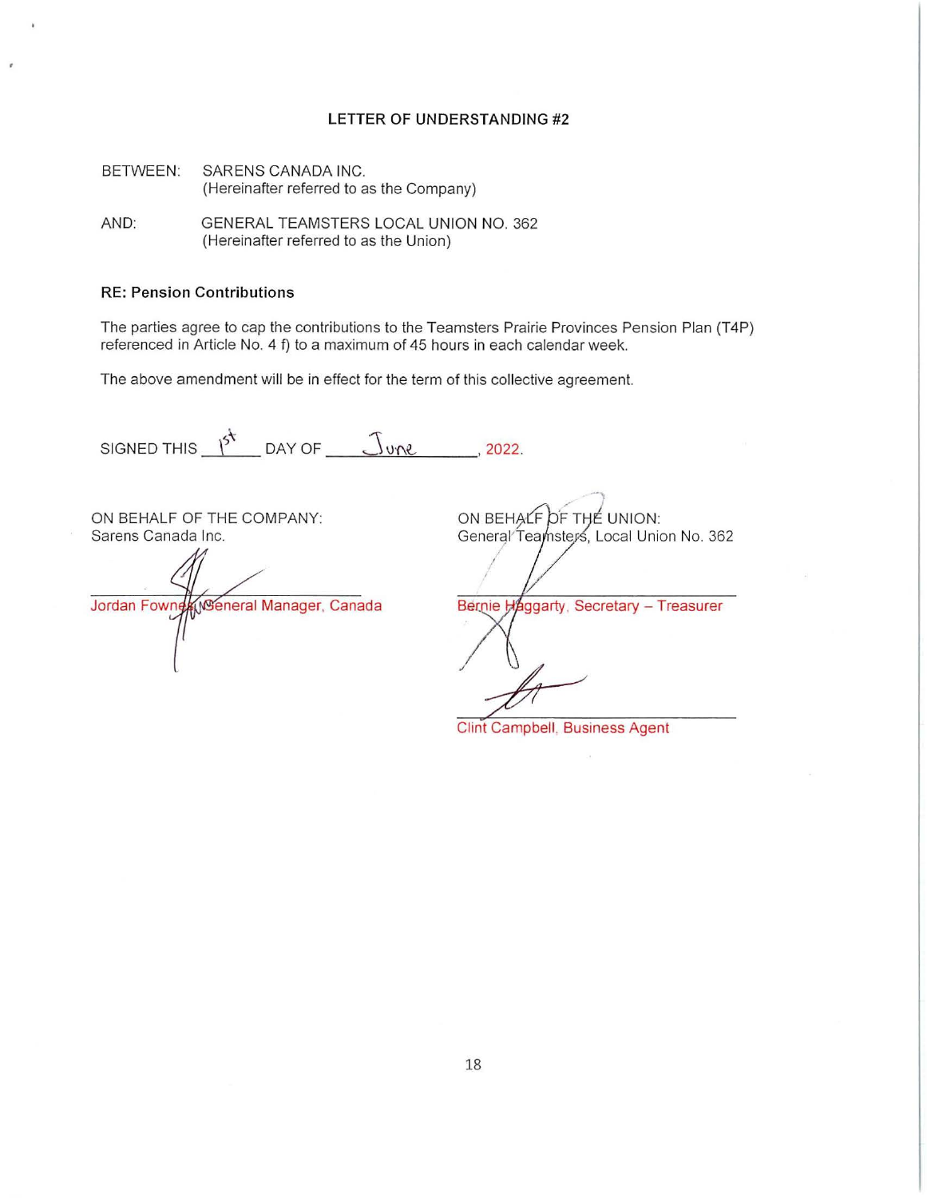## LETTER OF UNDERSTANDING #2

BETWEEN: SARENS CANADA INC.
(Hereinafter referred to as the Company)

AND: GENERAL TEAMSTERS LOCAL UNION NO. 362
(Hereinafter referred to as the Union)

**RE: Pension Contributions**

The parties agree to cap the contributions to the Teamsters Prairie Provinces Pension Plan (T4P) referenced in Article No. 4 f) to a maximum of 45 hours in each calendar week.

The above amendment will be in effect for the term of this collective agreement.

SIGNED THIS 1st DAY OF June, 2022.

ON BEHALF OF THE COMPANY:
Sarens Canada Inc.

Jordan Fownes, General Manager, Canada

ON BEHALF OF THE UNION:
General Teamsters, Local Union No. 362

Bernie Haggarty, Secretary – Treasurer

Clint Campbell, Business Agent